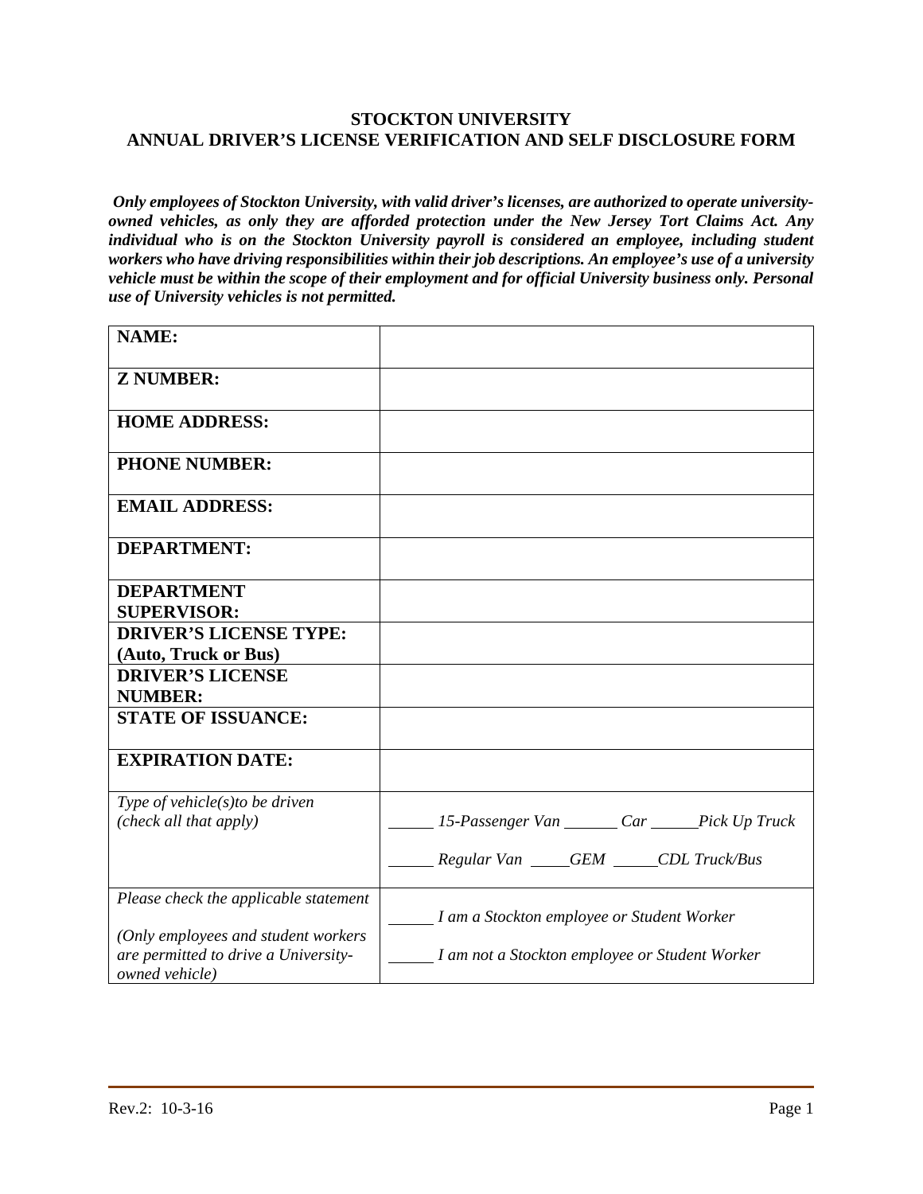# STOCKTON UNIVERSITY
## ANNUAL DRIVER'S LICENSE VERIFICATION AND SELF DISCLOSURE FORM

***Only employees of Stockton University, with valid driver's licenses, are authorized to operate university-owned vehicles, as only they are afforded protection under the New Jersey Tort Claims Act. Any individual who is on the Stockton University payroll is considered an employee, including student workers who have driving responsibilities within their job descriptions. An employee's use of a university vehicle must be within the scope of their employment and for official University business only. Personal use of University vehicles is not permitted.***

| | |
|---|---|
| **NAME:** | |
| **Z NUMBER:** | |
| **HOME ADDRESS:** | |
| **PHONE NUMBER:** | |
| **EMAIL ADDRESS:** | |
| **DEPARTMENT:** | |
| **DEPARTMENT SUPERVISOR:** | |
| **DRIVER'S LICENSE TYPE: (Auto, Truck or Bus)** | |
| **DRIVER'S LICENSE NUMBER:** | |
| **STATE OF ISSUANCE:** | |
| **EXPIRATION DATE:** | |
| *Type of vehicle(s)to be driven (check all that apply)* | *_____ 15-Passenger Van _______ Car ______Pick Up Truck*<br>*_____ Regular Van _____GEM _____CDL Truck/Bus* |
| *Please check the applicable statement*<br>*(Only employees and student workers are permitted to drive a University-owned vehicle)* | *_____ I am a Stockton employee or Student Worker*<br>*_____ I am not a Stockton employee or Student Worker* |

Rev.2: 10-3-16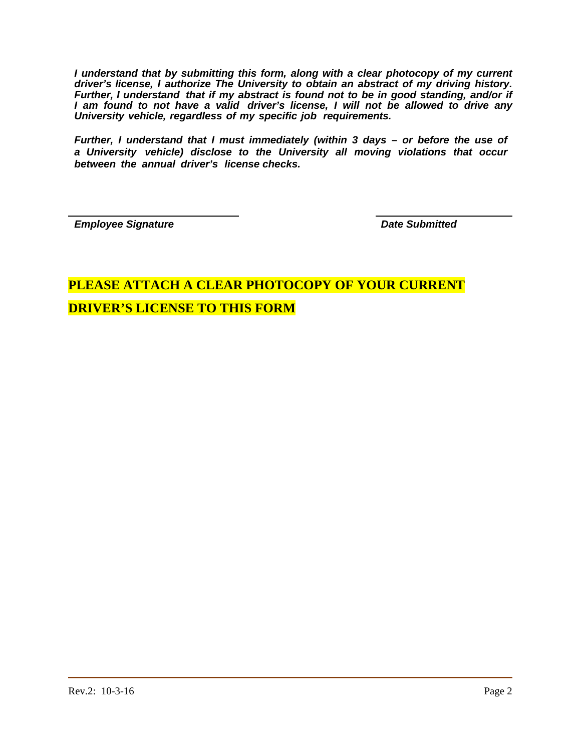***I understand that by submitting this form, along with a clear photocopy of my current driver's license, I authorize The University to obtain an abstract of my driving history. Further, I understand that if my abstract is found not to be in good standing, and/or if I am found to not have a valid driver's license, I will not be allowed to drive any University vehicle, regardless of my specific job requirements.***

***Further, I understand that I must immediately (within 3 days – or before the use of a University vehicle) disclose to the University all moving violations that occur between the annual driver's license checks.***

\_\_\_\_\_\_\_\_\_\_\_\_\_\_\_\_\_\_\_\_\_\_\_\_\_\_\_\_\_\_ \_\_\_\_\_\_\_\_\_\_\_\_\_\_\_\_\_\_\_\_\_\_\_\_

***Employee Signature*** ***Date Submitted***

**PLEASE ATTACH A CLEAR PHOTOCOPY OF YOUR CURRENT DRIVER'S LICENSE TO THIS FORM**

Rev.2: 10-3-16